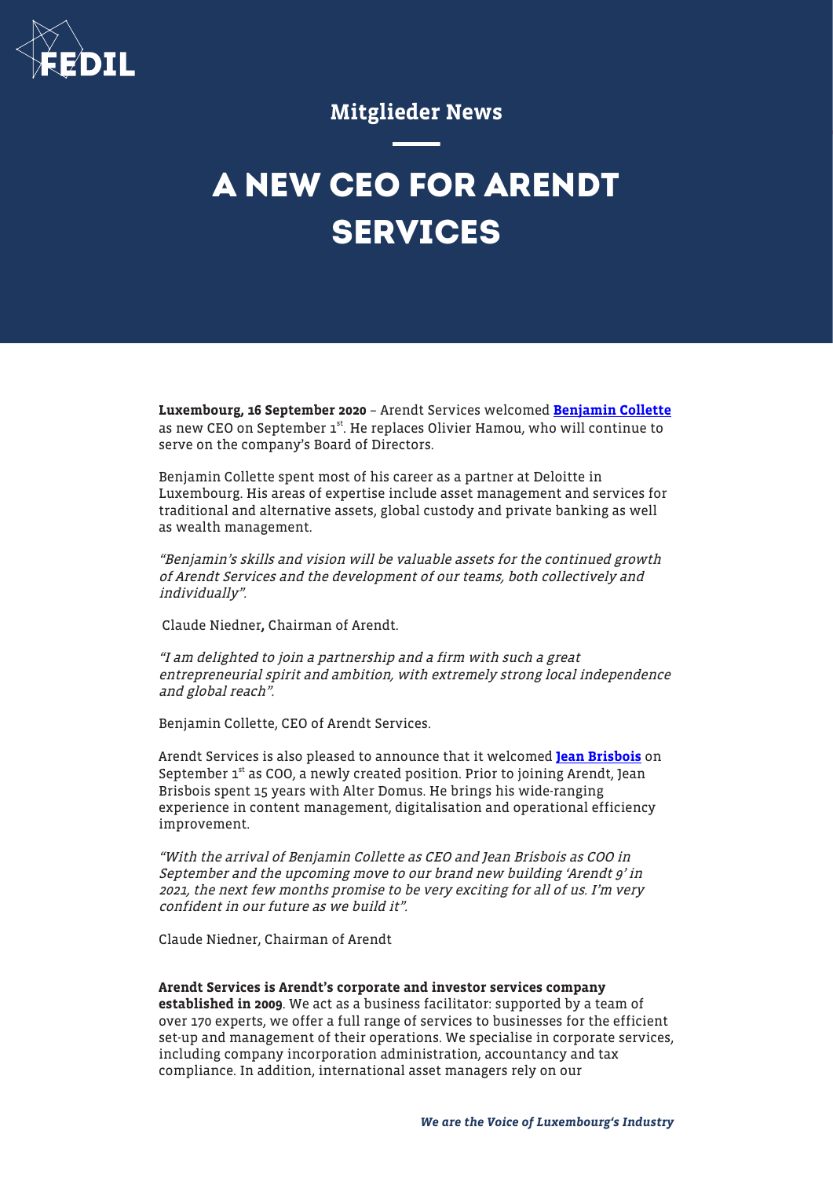Mitglieder News

# A NEW CEO FOR ARENDT SERVICES

**Luxembourg, 16 September 2020** – Arendt Services welcomed **Benjamin Collette** as new CEO on September 1st. He replaces Olivier Hamou, who will continue to serve on the company's Board of Directors.

Benjamin Collette spent most of his career as a partner at Deloitte in Luxembourg. His areas of expertise include asset management and services for traditional and alternative assets, global custody and private banking as well as wealth management.

*"Benjamin's skills and vision will be valuable assets for the continued growth of Arendt Services and the development of our teams, both collectively and individually".*

Claude Niedner**,** Chairman of Arendt.

*"I am delighted to join a partnership and a firm with such a great entrepreneurial spirit and ambition, with extremely strong local independence and global reach".*

Benjamin Collette, CEO of Arendt Services.

Arendt Services is also pleased to announce that it welcomed **Jean Brisbois** on September 1st as COO, a newly created position. Prior to joining Arendt, Jean Brisbois spent 15 years with Alter Domus. He brings his wide-ranging experience in content management, digitalisation and operational efficiency improvement.

*"With the arrival of Benjamin Collette as CEO and Jean Brisbois as COO in September and the upcoming move to our brand new building 'Arendt 9' in 2021, the next few months promise to be very exciting for all of us. I'm very confident in our future as we build it".*

Claude Niedner, Chairman of Arendt

**Arendt Services is Arendt's corporate and investor services company established in 2009**. We act as a business facilitator: supported by a team of over 170 experts, we offer a full range of services to businesses for the efficient set-up and management of their operations. We specialise in corporate services, including company incorporation administration, accountancy and tax compliance. In addition, international asset managers rely on our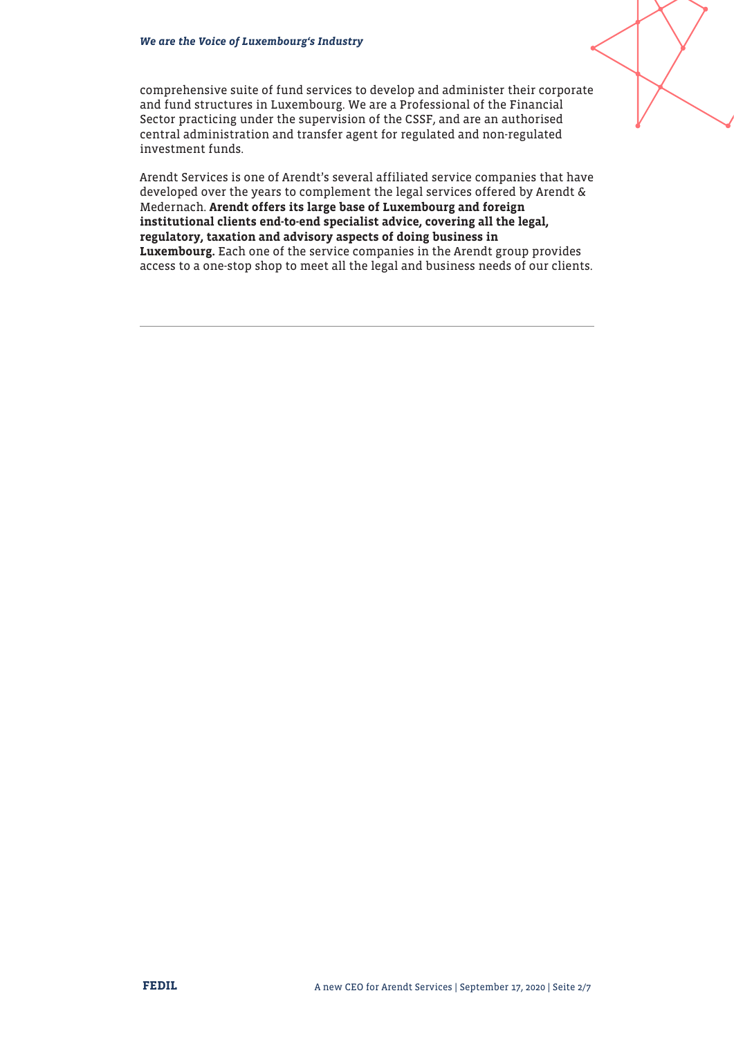comprehensive suite of fund services to develop and administer their corporate and fund structures in Luxembourg. We are a Professional of the Financial Sector practicing under the supervision of the CSSF, and are an authorised central administration and transfer agent for regulated and non-regulated investment funds.

Arendt Services is one of Arendt's several affiliated service companies that have developed over the years to complement the legal services offered by Arendt & Medernach. **Arendt offers its large base of Luxembourg and foreign institutional clients end-to-end specialist advice, covering all the legal, regulatory, taxation and advisory aspects of doing business in Luxembourg.** Each one of the service companies in the Arendt group provides access to a one-stop shop to meet all the legal and business needs of our clients.

---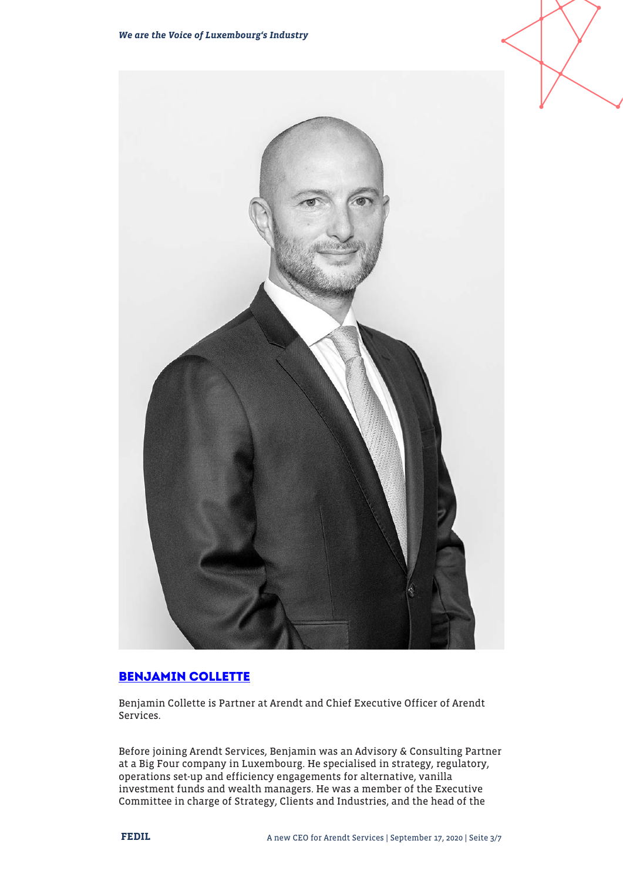## BENJAMIN COLLETTE

Benjamin Collette is Partner at Arendt and Chief Executive Officer of Arendt Services.

Before joining Arendt Services, Benjamin was an Advisory & Consulting Partner at a Big Four company in Luxembourg. He specialised in strategy, regulatory, operations set-up and efficiency engagements for alternative, vanilla investment funds and wealth managers. He was a member of the Executive Committee in charge of Strategy, Clients and Industries, and the head of the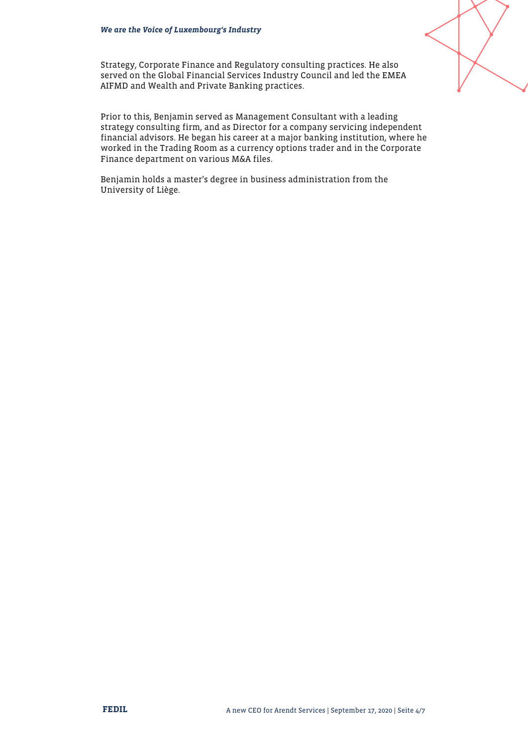Strategy, Corporate Finance and Regulatory consulting practices. He also served on the Global Financial Services Industry Council and led the EMEA AIFMD and Wealth and Private Banking practices.

Prior to this, Benjamin served as Management Consultant with a leading strategy consulting firm, and as Director for a company servicing independent financial advisors. He began his career at a major banking institution, where he worked in the Trading Room as a currency options trader and in the Corporate Finance department on various M&A files.

Benjamin holds a master's degree in business administration from the University of Liège.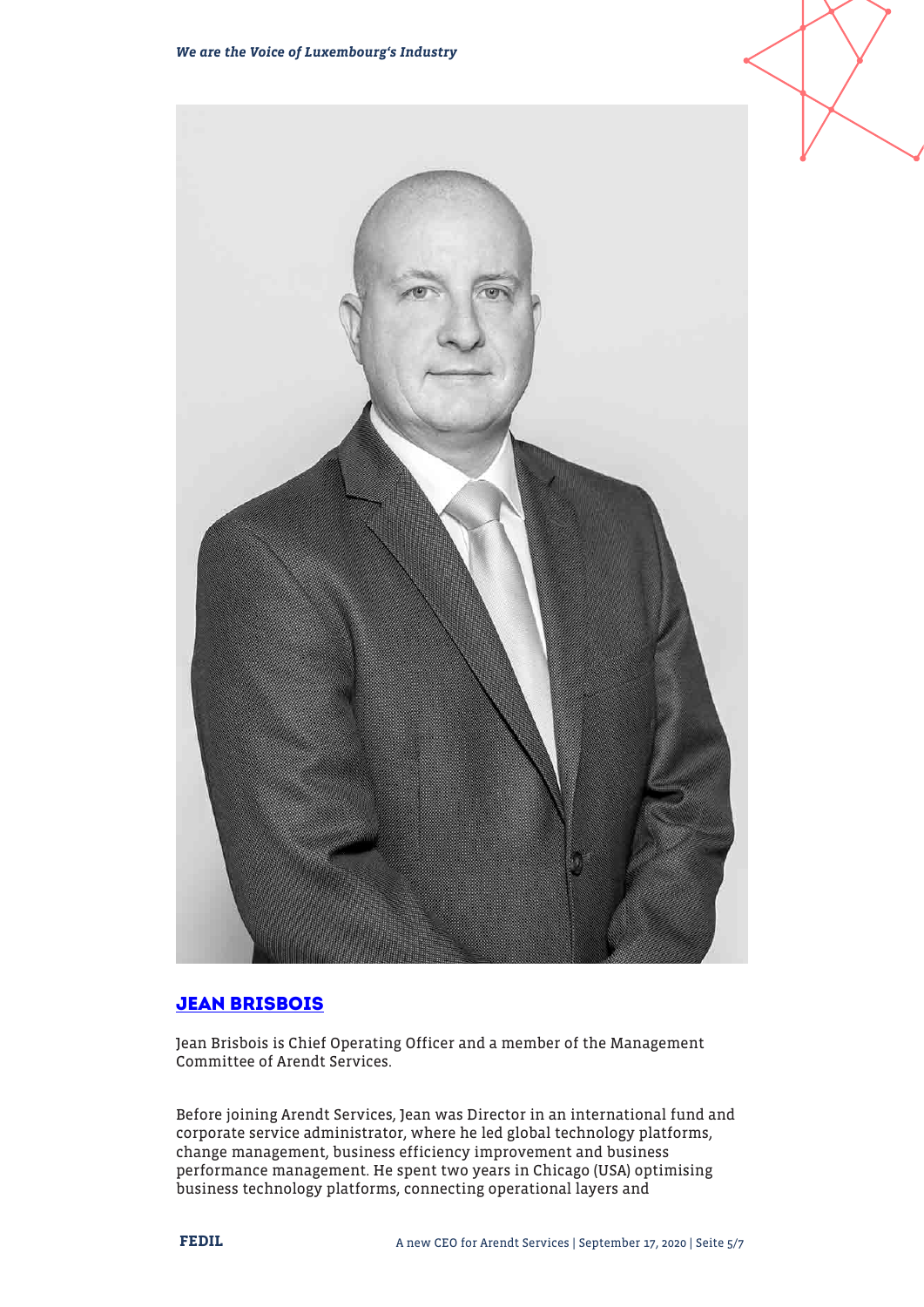## JEAN BRISBOIS

Jean Brisbois is Chief Operating Officer and a member of the Management Committee of Arendt Services.

Before joining Arendt Services, Jean was Director in an international fund and corporate service administrator, where he led global technology platforms, change management, business efficiency improvement and business performance management. He spent two years in Chicago (USA) optimising business technology platforms, connecting operational layers and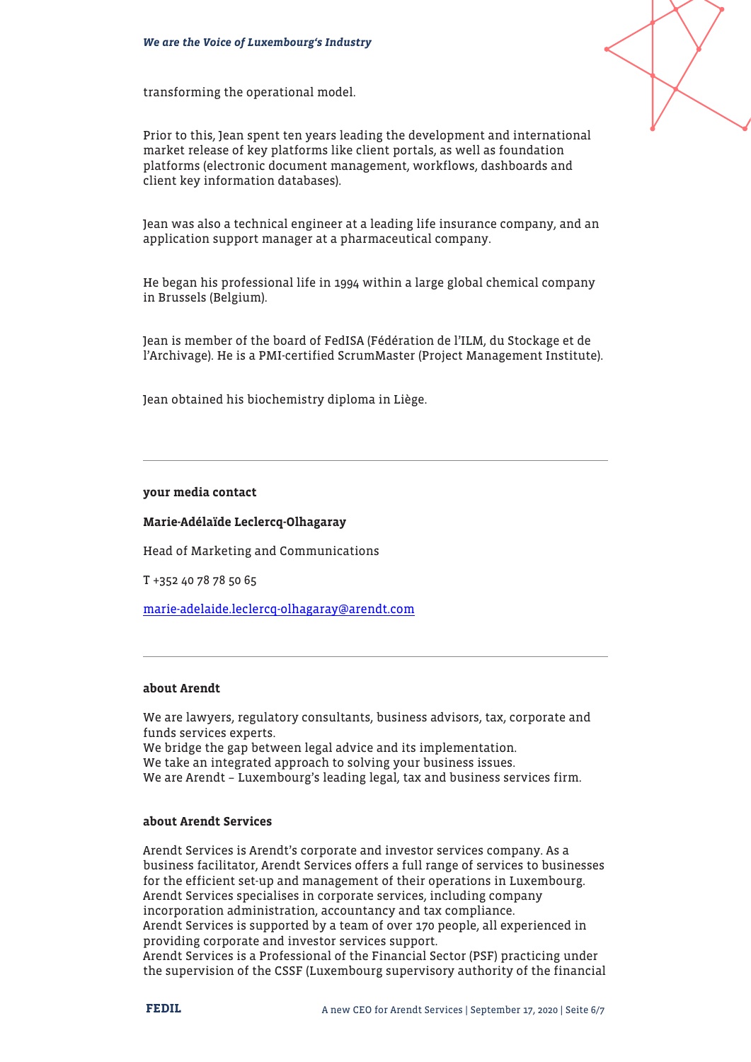transforming the operational model.

Prior to this, Jean spent ten years leading the development and international market release of key platforms like client portals, as well as foundation platforms (electronic document management, workflows, dashboards and client key information databases).

Jean was also a technical engineer at a leading life insurance company, and an application support manager at a pharmaceutical company.

He began his professional life in 1994 within a large global chemical company in Brussels (Belgium).

Jean is member of the board of FedISA (Fédération de l'ILM, du Stockage et de l'Archivage). He is a PMI-certified ScrumMaster (Project Management Institute).

Jean obtained his biochemistry diploma in Liège.

---

**your media contact**

**Marie-Adélaïde Leclercq-Olhagaray**

Head of Marketing and Communications

T +352 40 78 78 50 65

marie-adelaide.leclercq-olhagaray@arendt.com

---

**about Arendt**

We are lawyers, regulatory consultants, business advisors, tax, corporate and funds services experts.
We bridge the gap between legal advice and its implementation.
We take an integrated approach to solving your business issues.
We are Arendt – Luxembourg's leading legal, tax and business services firm.

**about Arendt Services**

Arendt Services is Arendt's corporate and investor services company. As a business facilitator, Arendt Services offers a full range of services to businesses for the efficient set-up and management of their operations in Luxembourg. Arendt Services specialises in corporate services, including company incorporation administration, accountancy and tax compliance.
Arendt Services is supported by a team of over 170 people, all experienced in providing corporate and investor services support.
Arendt Services is a Professional of the Financial Sector (PSF) practicing under the supervision of the CSSF (Luxembourg supervisory authority of the financial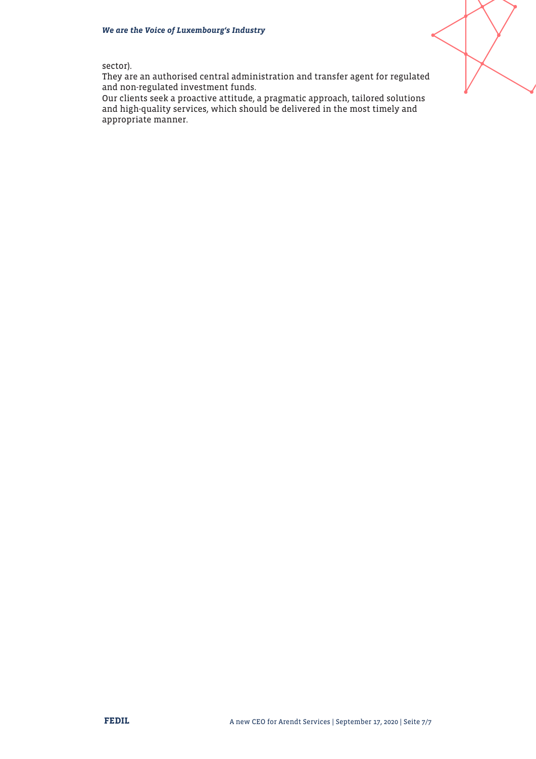sector).
They are an authorised central administration and transfer agent for regulated and non-regulated investment funds.
Our clients seek a proactive attitude, a pragmatic approach, tailored solutions and high-quality services, which should be delivered in the most timely and appropriate manner.